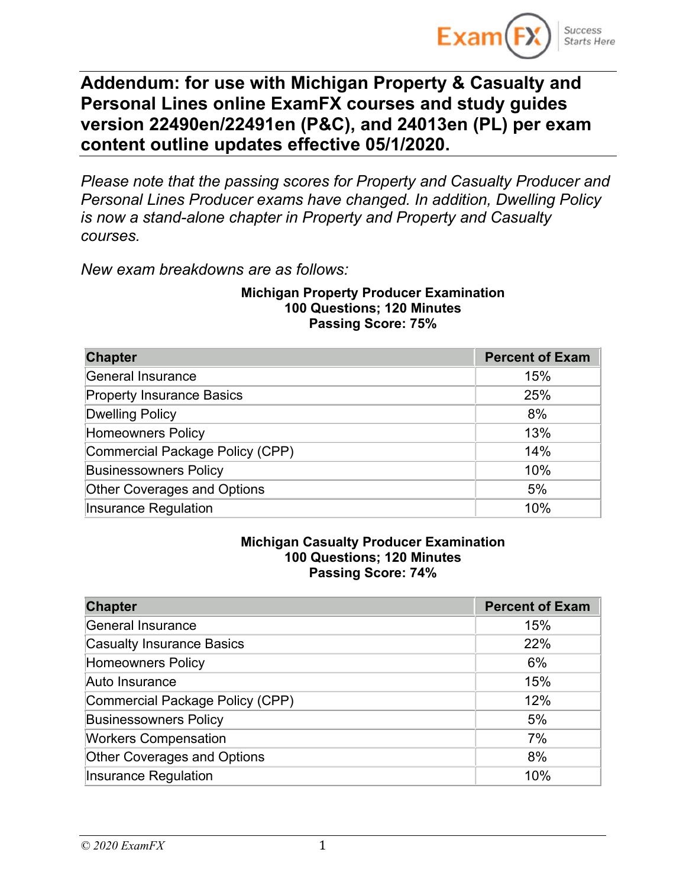# Addendum: for use with Michigan Property & Casualty and Personal Lines online ExamFX courses and study guides version 22490en/22491en (P&C), and 24013en (PL) per exam content outline updates effective 05/1/2020.

*Please note that the passing scores for Property and Casualty Producer and Personal Lines Producer exams have changed. In addition, Dwelling Policy is now a stand-alone chapter in Property and Property and Casualty courses.*

*New exam breakdowns are as follows:*

**Michigan Property Producer Examination**
**100 Questions; 120 Minutes**
**Passing Score: 75%**

| Chapter | Percent of Exam |
|---|---|
| General Insurance | 15% |
| Property Insurance Basics | 25% |
| Dwelling Policy | 8% |
| Homeowners Policy | 13% |
| Commercial Package Policy (CPP) | 14% |
| Businessowners Policy | 10% |
| Other Coverages and Options | 5% |
| Insurance Regulation | 10% |

**Michigan Casualty Producer Examination**
**100 Questions; 120 Minutes**
**Passing Score: 74%**

| Chapter | Percent of Exam |
|---|---|
| General Insurance | 15% |
| Casualty Insurance Basics | 22% |
| Homeowners Policy | 6% |
| Auto Insurance | 15% |
| Commercial Package Policy (CPP) | 12% |
| Businessowners Policy | 5% |
| Workers Compensation | 7% |
| Other Coverages and Options | 8% |
| Insurance Regulation | 10% |

© 2020 ExamFX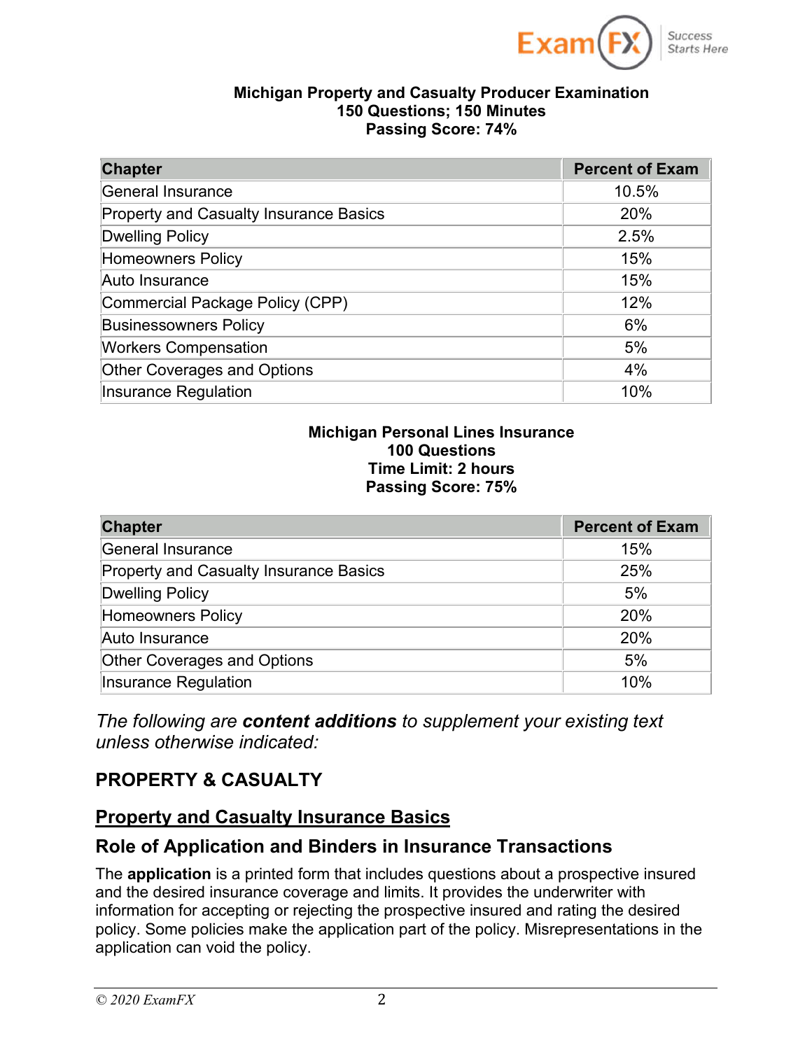**Michigan Property and Casualty Producer Examination**
**150 Questions; 150 Minutes**
**Passing Score: 74%**

| Chapter | Percent of Exam |
|---|---|
| General Insurance | 10.5% |
| Property and Casualty Insurance Basics | 20% |
| Dwelling Policy | 2.5% |
| Homeowners Policy | 15% |
| Auto Insurance | 15% |
| Commercial Package Policy (CPP) | 12% |
| Businessowners Policy | 6% |
| Workers Compensation | 5% |
| Other Coverages and Options | 4% |
| Insurance Regulation | 10% |

**Michigan Personal Lines Insurance**
**100 Questions**
**Time Limit: 2 hours**
**Passing Score: 75%**

| Chapter | Percent of Exam |
|---|---|
| General Insurance | 15% |
| Property and Casualty Insurance Basics | 25% |
| Dwelling Policy | 5% |
| Homeowners Policy | 20% |
| Auto Insurance | 20% |
| Other Coverages and Options | 5% |
| Insurance Regulation | 10% |

*The following are **content additions** to supplement your existing text unless otherwise indicated:*

## PROPERTY & CASUALTY

## Property and Casualty Insurance Basics

### Role of Application and Binders in Insurance Transactions

The **application** is a printed form that includes questions about a prospective insured and the desired insurance coverage and limits. It provides the underwriter with information for accepting or rejecting the prospective insured and rating the desired policy. Some policies make the application part of the policy. Misrepresentations in the application can void the policy.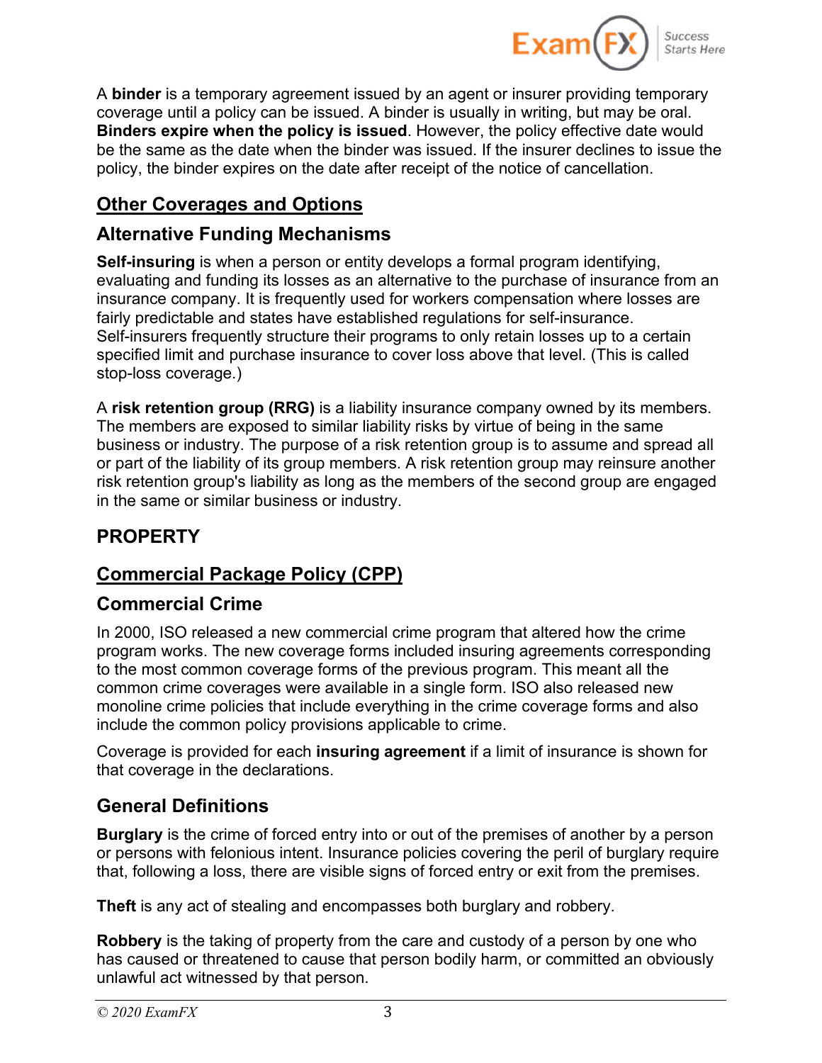A **binder** is a temporary agreement issued by an agent or insurer providing temporary coverage until a policy can be issued. A binder is usually in writing, but may be oral. **Binders expire when the policy is issued**. However, the policy effective date would be the same as the date when the binder was issued. If the insurer declines to issue the policy, the binder expires on the date after receipt of the notice of cancellation.

## <u>Other Coverages and Options</u>

### Alternative Funding Mechanisms

**Self-insuring** is when a person or entity develops a formal program identifying, evaluating and funding its losses as an alternative to the purchase of insurance from an insurance company. It is frequently used for workers compensation where losses are fairly predictable and states have established regulations for self-insurance. Self-insurers frequently structure their programs to only retain losses up to a certain specified limit and purchase insurance to cover loss above that level. (This is called stop-loss coverage.)

A **risk retention group (RRG)** is a liability insurance company owned by its members. The members are exposed to similar liability risks by virtue of being in the same business or industry. The purpose of a risk retention group is to assume and spread all or part of the liability of its group members. A risk retention group may reinsure another risk retention group's liability as long as the members of the second group are engaged in the same or similar business or industry.

# PROPERTY

## <u>Commercial Package Policy (CPP)</u>

### Commercial Crime

In 2000, ISO released a new commercial crime program that altered how the crime program works. The new coverage forms included insuring agreements corresponding to the most common coverage forms of the previous program. This meant all the common crime coverages were available in a single form. ISO also released new monoline crime policies that include everything in the crime coverage forms and also include the common policy provisions applicable to crime.

Coverage is provided for each **insuring agreement** if a limit of insurance is shown for that coverage in the declarations.

### General Definitions

**Burglary** is the crime of forced entry into or out of the premises of another by a person or persons with felonious intent. Insurance policies covering the peril of burglary require that, following a loss, there are visible signs of forced entry or exit from the premises.

**Theft** is any act of stealing and encompasses both burglary and robbery.

**Robbery** is the taking of property from the care and custody of a person by one who has caused or threatened to cause that person bodily harm, or committed an obviously unlawful act witnessed by that person.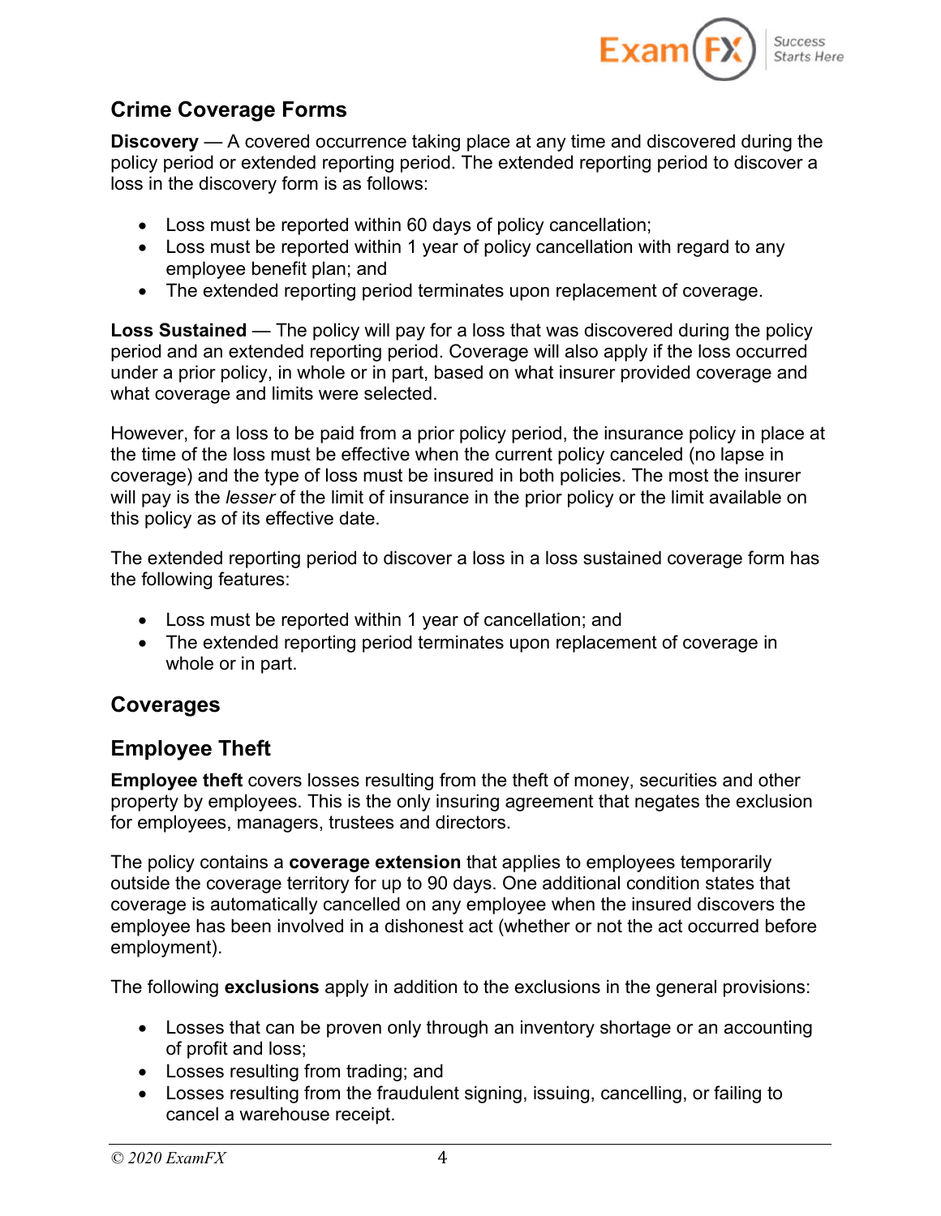## Crime Coverage Forms

**Discovery** — A covered occurrence taking place at any time and discovered during the policy period or extended reporting period. The extended reporting period to discover a loss in the discovery form is as follows:

- Loss must be reported within 60 days of policy cancellation;
- Loss must be reported within 1 year of policy cancellation with regard to any employee benefit plan; and
- The extended reporting period terminates upon replacement of coverage.

**Loss Sustained** — The policy will pay for a loss that was discovered during the policy period and an extended reporting period. Coverage will also apply if the loss occurred under a prior policy, in whole or in part, based on what insurer provided coverage and what coverage and limits were selected.

However, for a loss to be paid from a prior policy period, the insurance policy in place at the time of the loss must be effective when the current policy canceled (no lapse in coverage) and the type of loss must be insured in both policies. The most the insurer will pay is the *lesser* of the limit of insurance in the prior policy or the limit available on this policy as of its effective date.

The extended reporting period to discover a loss in a loss sustained coverage form has the following features:

- Loss must be reported within 1 year of cancellation; and
- The extended reporting period terminates upon replacement of coverage in whole or in part.

## Coverages

## Employee Theft

**Employee theft** covers losses resulting from the theft of money, securities and other property by employees. This is the only insuring agreement that negates the exclusion for employees, managers, trustees and directors.

The policy contains a **coverage extension** that applies to employees temporarily outside the coverage territory for up to 90 days. One additional condition states that coverage is automatically cancelled on any employee when the insured discovers the employee has been involved in a dishonest act (whether or not the act occurred before employment).

The following **exclusions** apply in addition to the exclusions in the general provisions:

- Losses that can be proven only through an inventory shortage or an accounting of profit and loss;
- Losses resulting from trading; and
- Losses resulting from the fraudulent signing, issuing, cancelling, or failing to cancel a warehouse receipt.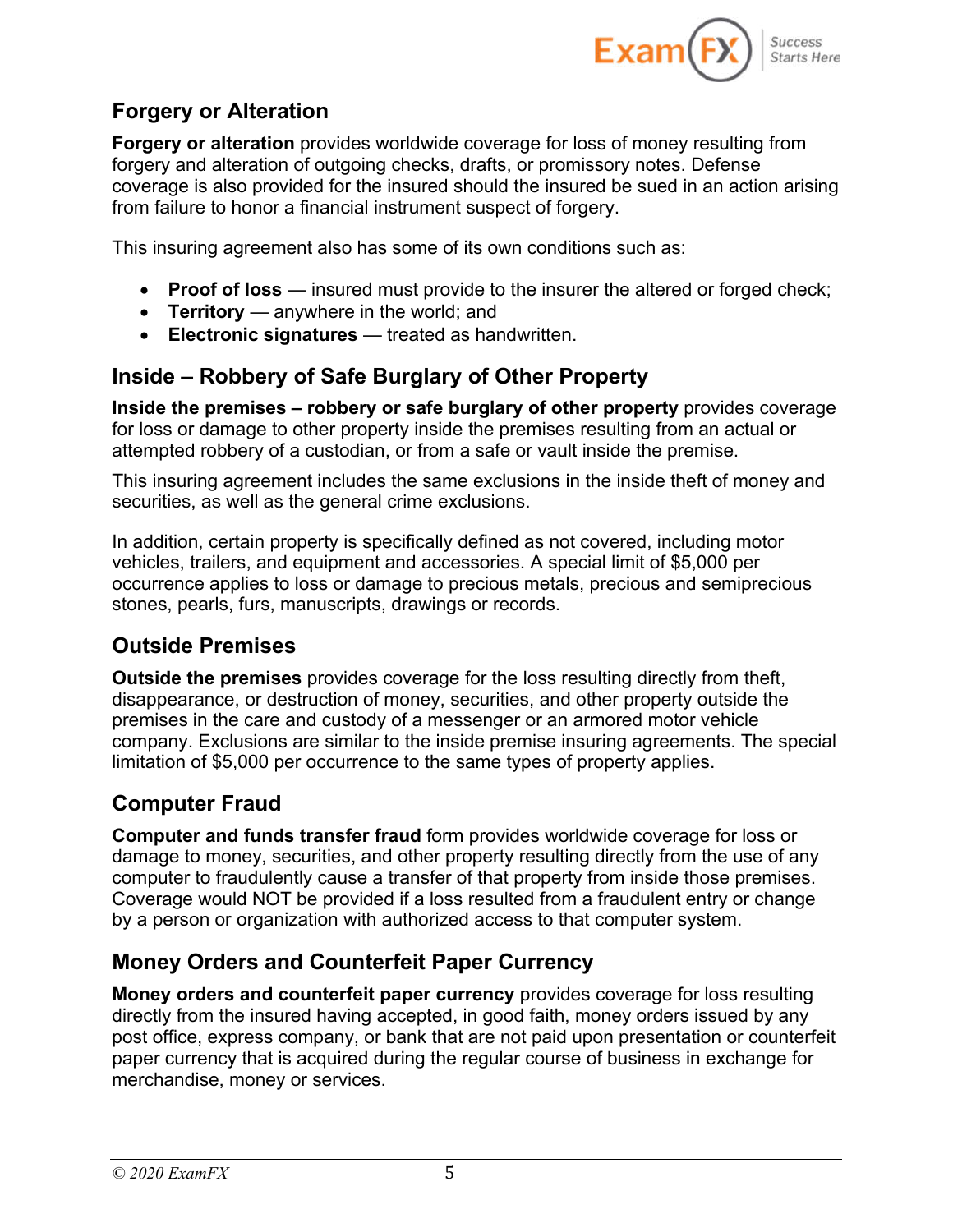## Forgery or Alteration

**Forgery or alteration** provides worldwide coverage for loss of money resulting from forgery and alteration of outgoing checks, drafts, or promissory notes. Defense coverage is also provided for the insured should the insured be sued in an action arising from failure to honor a financial instrument suspect of forgery.

This insuring agreement also has some of its own conditions such as:

- **Proof of loss** — insured must provide to the insurer the altered or forged check;
- **Territory** — anywhere in the world; and
- **Electronic signatures** — treated as handwritten.

## Inside – Robbery of Safe Burglary of Other Property

**Inside the premises – robbery or safe burglary of other property** provides coverage for loss or damage to other property inside the premises resulting from an actual or attempted robbery of a custodian, or from a safe or vault inside the premise.

This insuring agreement includes the same exclusions in the inside theft of money and securities, as well as the general crime exclusions.

In addition, certain property is specifically defined as not covered, including motor vehicles, trailers, and equipment and accessories. A special limit of $5,000 per occurrence applies to loss or damage to precious metals, precious and semiprecious stones, pearls, furs, manuscripts, drawings or records.

## Outside Premises

**Outside the premises** provides coverage for the loss resulting directly from theft, disappearance, or destruction of money, securities, and other property outside the premises in the care and custody of a messenger or an armored motor vehicle company. Exclusions are similar to the inside premise insuring agreements. The special limitation of $5,000 per occurrence to the same types of property applies.

## Computer Fraud

**Computer and funds transfer fraud** form provides worldwide coverage for loss or damage to money, securities, and other property resulting directly from the use of any computer to fraudulently cause a transfer of that property from inside those premises. Coverage would NOT be provided if a loss resulted from a fraudulent entry or change by a person or organization with authorized access to that computer system.

## Money Orders and Counterfeit Paper Currency

**Money orders and counterfeit paper currency** provides coverage for loss resulting directly from the insured having accepted, in good faith, money orders issued by any post office, express company, or bank that are not paid upon presentation or counterfeit paper currency that is acquired during the regular course of business in exchange for merchandise, money or services.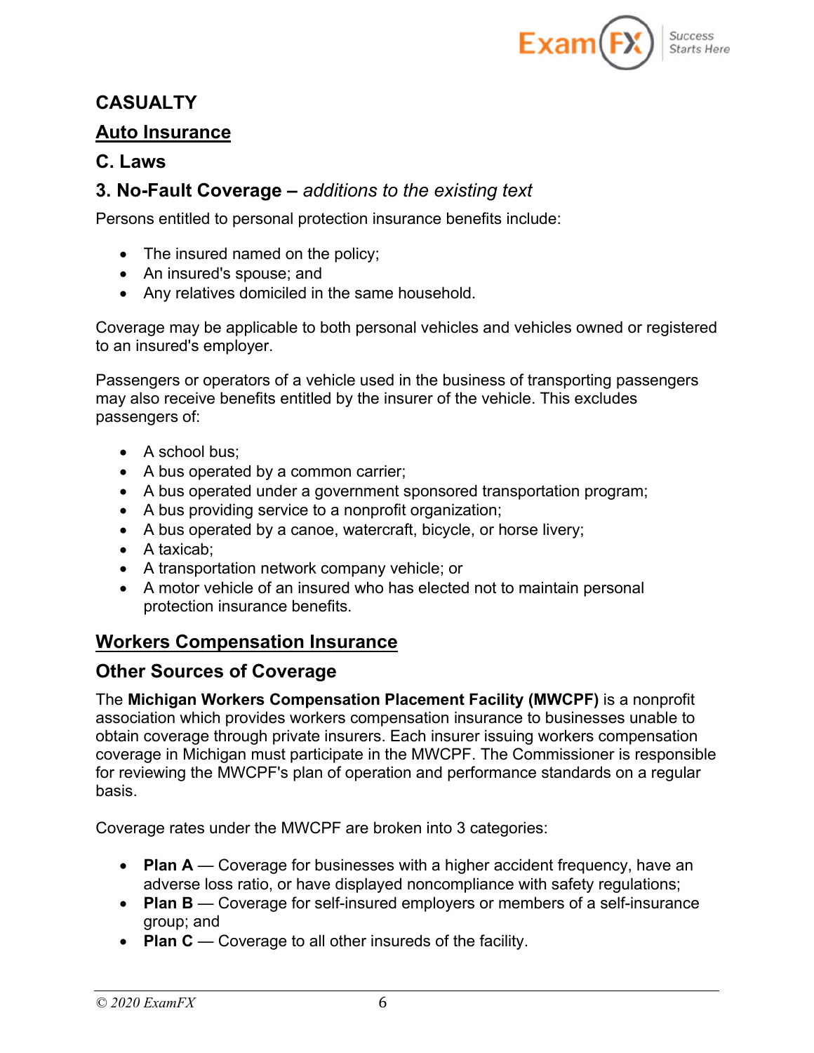# CASUALTY

## Auto Insurance

### C. Laws

### 3. No-Fault Coverage – *additions to the existing text*

Persons entitled to personal protection insurance benefits include:

- The insured named on the policy;
- An insured's spouse; and
- Any relatives domiciled in the same household.

Coverage may be applicable to both personal vehicles and vehicles owned or registered to an insured's employer.

Passengers or operators of a vehicle used in the business of transporting passengers may also receive benefits entitled by the insurer of the vehicle. This excludes passengers of:

- A school bus;
- A bus operated by a common carrier;
- A bus operated under a government sponsored transportation program;
- A bus providing service to a nonprofit organization;
- A bus operated by a canoe, watercraft, bicycle, or horse livery;
- A taxicab;
- A transportation network company vehicle; or
- A motor vehicle of an insured who has elected not to maintain personal protection insurance benefits.

## Workers Compensation Insurance

### Other Sources of Coverage

The **Michigan Workers Compensation Placement Facility (MWCPF)** is a nonprofit association which provides workers compensation insurance to businesses unable to obtain coverage through private insurers. Each insurer issuing workers compensation coverage in Michigan must participate in the MWCPF. The Commissioner is responsible for reviewing the MWCPF's plan of operation and performance standards on a regular basis.

Coverage rates under the MWCPF are broken into 3 categories:

- **Plan A** — Coverage for businesses with a higher accident frequency, have an adverse loss ratio, or have displayed noncompliance with safety regulations;
- **Plan B** — Coverage for self-insured employers or members of a self-insurance group; and
- **Plan C** — Coverage to all other insureds of the facility.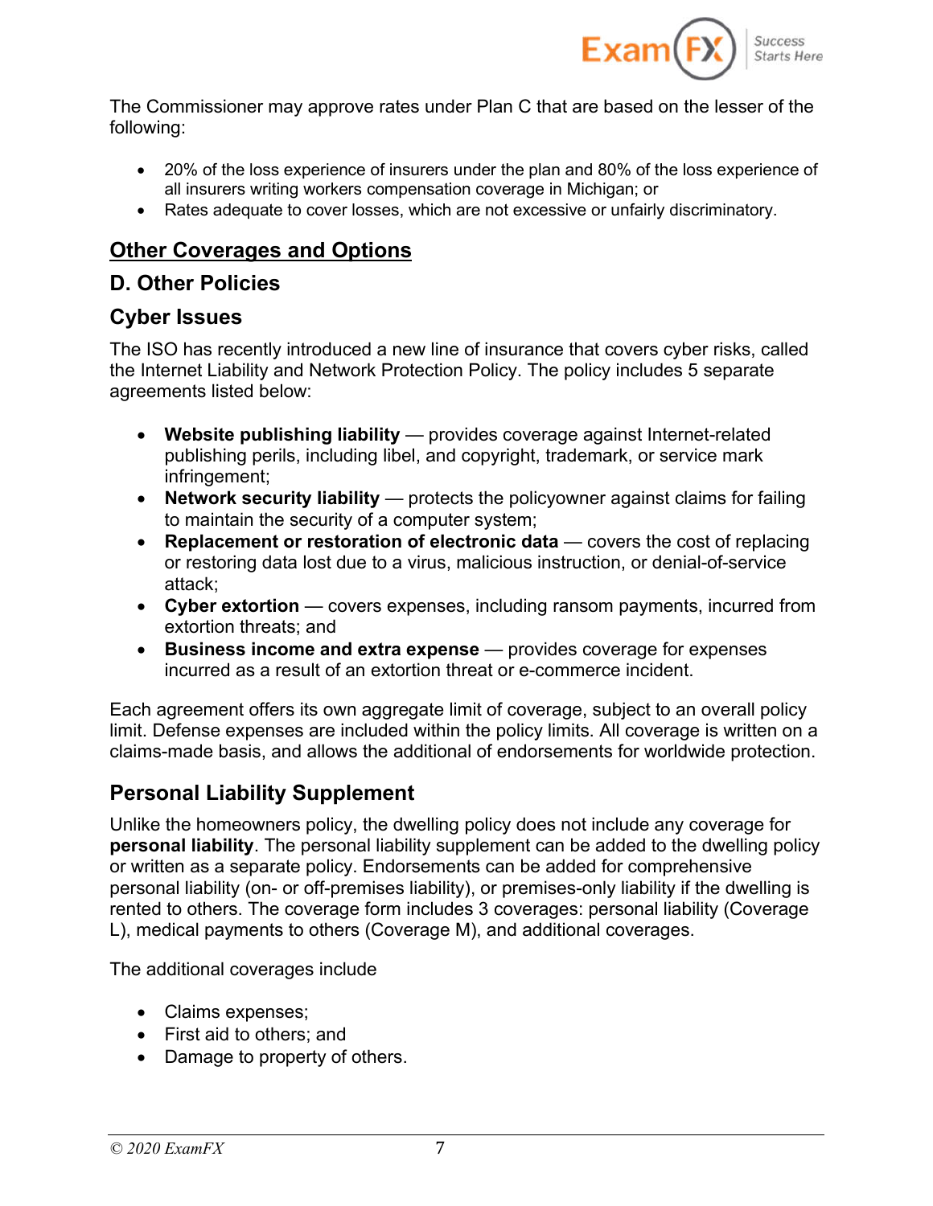The Commissioner may approve rates under Plan C that are based on the lesser of the following:

- 20% of the loss experience of insurers under the plan and 80% of the loss experience of all insurers writing workers compensation coverage in Michigan; or
- Rates adequate to cover losses, which are not excessive or unfairly discriminatory.

## Other Coverages and Options

## D. Other Policies

### Cyber Issues

The ISO has recently introduced a new line of insurance that covers cyber risks, called the Internet Liability and Network Protection Policy. The policy includes 5 separate agreements listed below:

- **Website publishing liability** — provides coverage against Internet-related publishing perils, including libel, and copyright, trademark, or service mark infringement;
- **Network security liability** — protects the policyowner against claims for failing to maintain the security of a computer system;
- **Replacement or restoration of electronic data** — covers the cost of replacing or restoring data lost due to a virus, malicious instruction, or denial-of-service attack;
- **Cyber extortion** — covers expenses, including ransom payments, incurred from extortion threats; and
- **Business income and extra expense** — provides coverage for expenses incurred as a result of an extortion threat or e-commerce incident.

Each agreement offers its own aggregate limit of coverage, subject to an overall policy limit. Defense expenses are included within the policy limits. All coverage is written on a claims-made basis, and allows the additional of endorsements for worldwide protection.

### Personal Liability Supplement

Unlike the homeowners policy, the dwelling policy does not include any coverage for **personal liability**. The personal liability supplement can be added to the dwelling policy or written as a separate policy. Endorsements can be added for comprehensive personal liability (on- or off-premises liability), or premises-only liability if the dwelling is rented to others. The coverage form includes 3 coverages: personal liability (Coverage L), medical payments to others (Coverage M), and additional coverages.

The additional coverages include

- Claims expenses;
- First aid to others; and
- Damage to property of others.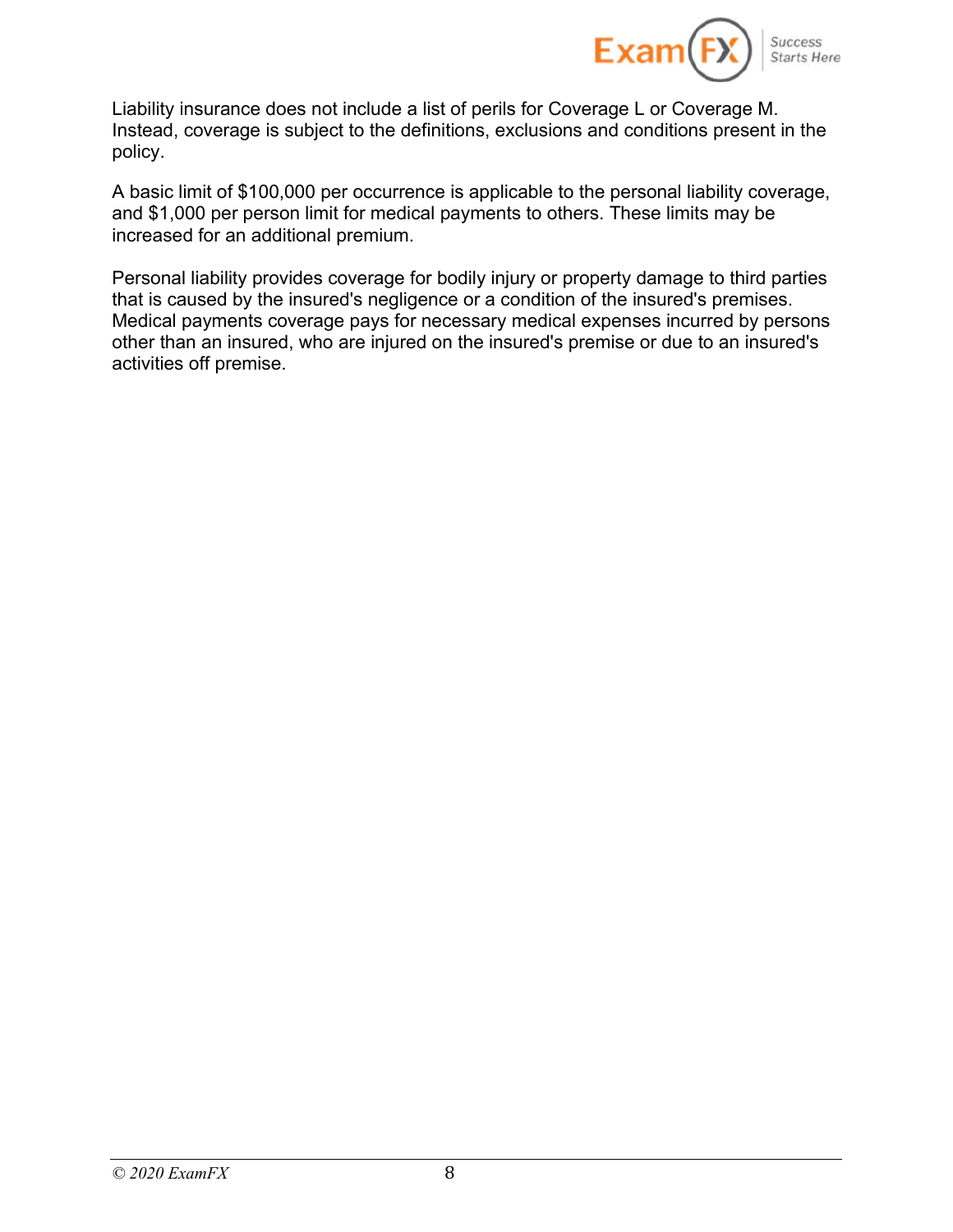Liability insurance does not include a list of perils for Coverage L or Coverage M. Instead, coverage is subject to the definitions, exclusions and conditions present in the policy.

A basic limit of $100,000 per occurrence is applicable to the personal liability coverage, and $1,000 per person limit for medical payments to others. These limits may be increased for an additional premium.

Personal liability provides coverage for bodily injury or property damage to third parties that is caused by the insured's negligence or a condition of the insured's premises. Medical payments coverage pays for necessary medical expenses incurred by persons other than an insured, who are injured on the insured's premise or due to an insured's activities off premise.